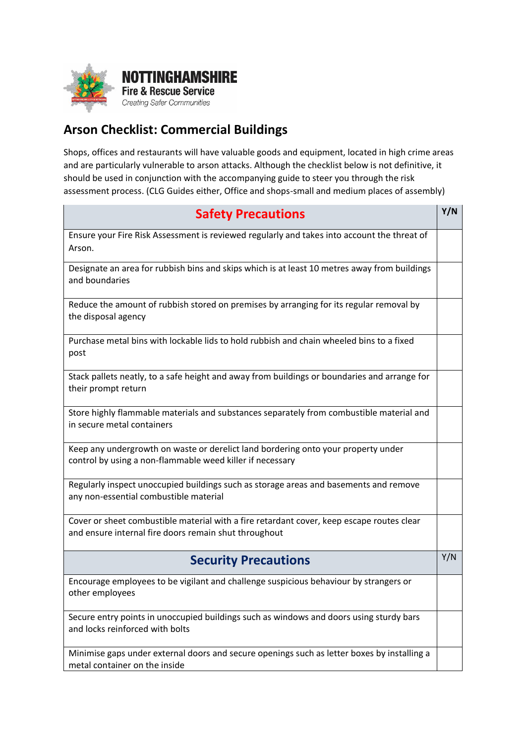NOTTINGHAMSHIRE
Fire & Rescue Service
*Creating Safer Communities*

## Arson Checklist: Commercial Buildings

Shops, offices and restaurants will have valuable goods and equipment, located in high crime areas and are particularly vulnerable to arson attacks. Although the checklist below is not definitive, it should be used in conjunction with the accompanying guide to steer you through the risk assessment process. (CLG Guides either, Office and shops-small and medium places of assembly)

| Safety Precautions | Y/N |
|---|---|
| Ensure your Fire Risk Assessment is reviewed regularly and takes into account the threat of Arson. | |
| Designate an area for rubbish bins and skips which is at least 10 metres away from buildings and boundaries | |
| Reduce the amount of rubbish stored on premises by arranging for its regular removal by the disposal agency | |
| Purchase metal bins with lockable lids to hold rubbish and chain wheeled bins to a fixed post | |
| Stack pallets neatly, to a safe height and away from buildings or boundaries and arrange for their prompt return | |
| Store highly flammable materials and substances separately from combustible material and in secure metal containers | |
| Keep any undergrowth on waste or derelict land bordering onto your property under control by using a non-flammable weed killer if necessary | |
| Regularly inspect unoccupied buildings such as storage areas and basements and remove any non-essential combustible material | |
| Cover or sheet combustible material with a fire retardant cover, keep escape routes clear and ensure internal fire doors remain shut throughout | |
| **Security Precautions** | **Y/N** |
| Encourage employees to be vigilant and challenge suspicious behaviour by strangers or other employees | |
| Secure entry points in unoccupied buildings such as windows and doors using sturdy bars and locks reinforced with bolts | |
| Minimise gaps under external doors and secure openings such as letter boxes by installing a metal container on the inside | |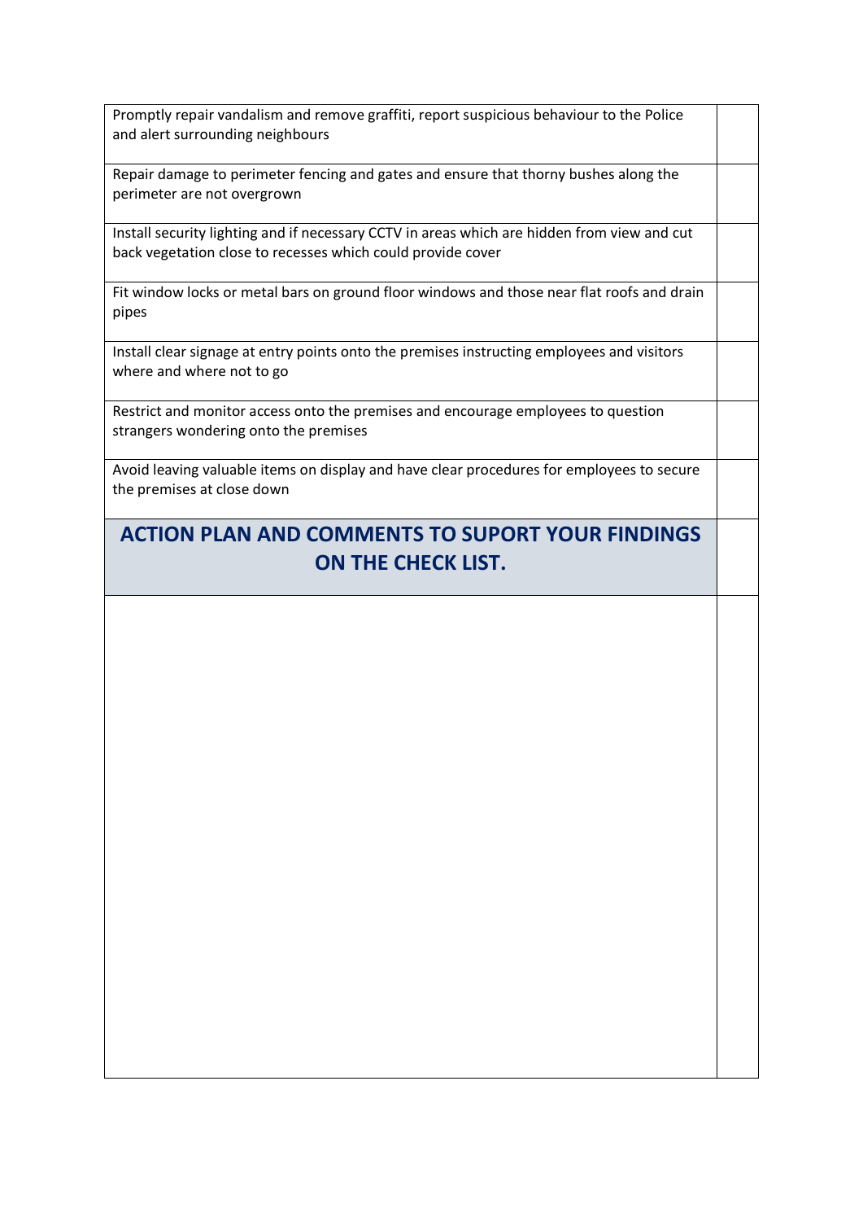| | |
|---|---|
| Promptly repair vandalism and remove graffiti, report suspicious behaviour to the Police and alert surrounding neighbours | |
| Repair damage to perimeter fencing and gates and ensure that thorny bushes along the perimeter are not overgrown | |
| Install security lighting and if necessary CCTV in areas which are hidden from view and cut back vegetation close to recesses which could provide cover | |
| Fit window locks or metal bars on ground floor windows and those near flat roofs and drain pipes | |
| Install clear signage at entry points onto the premises instructing employees and visitors where and where not to go | |
| Restrict and monitor access onto the premises and encourage employees to question strangers wondering onto the premises | |
| Avoid leaving valuable items on display and have clear procedures for employees to secure the premises at close down | |
| **ACTION PLAN AND COMMENTS TO SUPORT YOUR FINDINGS ON THE CHECK LIST.** | |
| | |